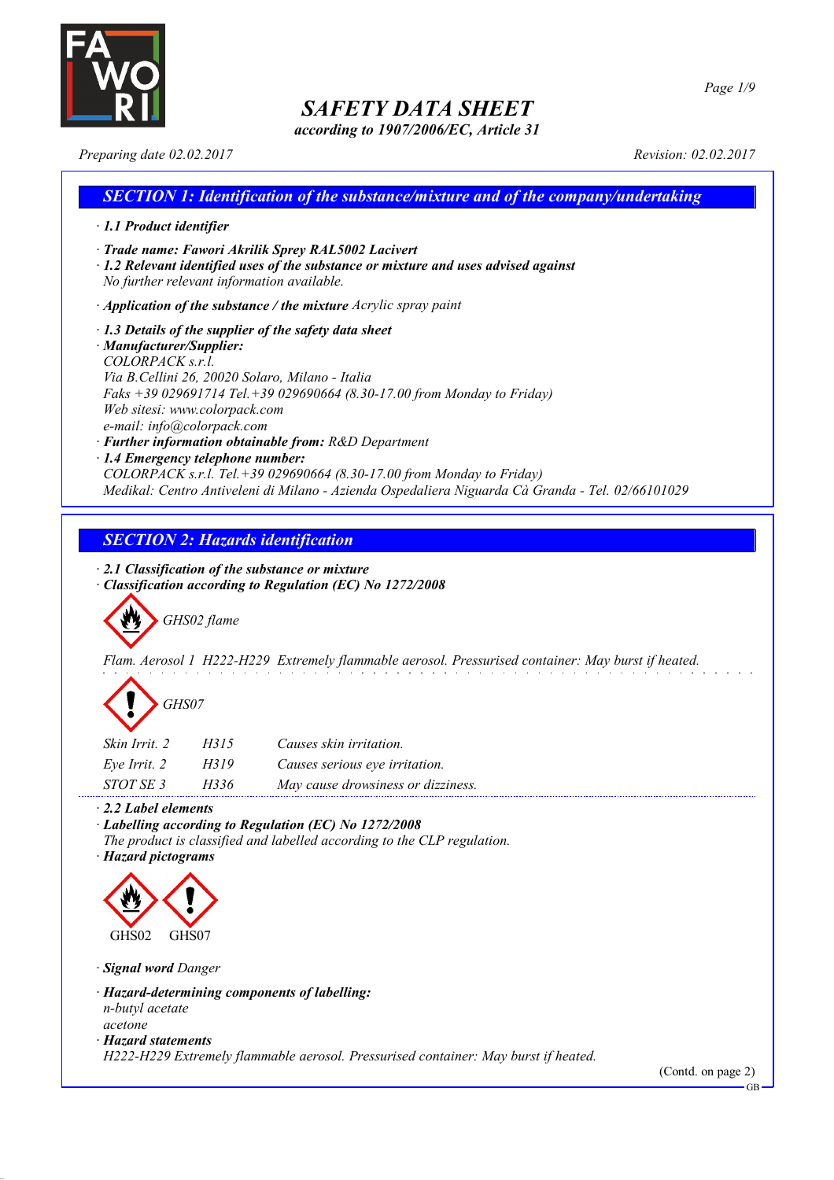# SAFETY DATA SHEET

*according to 1907/2006/EC, Article 31*

*Preparing date 02.02.2017* *Revision: 02.02.2017*

## SECTION 1: Identification of the substance/mixture and of the company/undertaking

· **1.1 Product identifier**

· **Trade name: Fawori Akrilik Sprey RAL5002 Lacivert**

· **1.2 Relevant identified uses of the substance or mixture and uses advised against**
No further relevant information available.

· **Application of the substance / the mixture** Acrylic spray paint

· **1.3 Details of the supplier of the safety data sheet**

· **Manufacturer/Supplier:**
COLORPACK s.r.l.
Via B.Cellini 26, 20020 Solaro, Milano - Italia
Faks +39 029691714 Tel.+39 029690664 (8.30-17.00 from Monday to Friday)
Web sitesi: www.colorpack.com
e-mail: info@colorpack.com

· **Further information obtainable from:** R&D Department

· **1.4 Emergency telephone number:**
COLORPACK s.r.l. Tel.+39 029690664 (8.30-17.00 from Monday to Friday)
Medikal: Centro Antiveleni di Milano - Azienda Ospedaliera Niguarda Cà Granda - Tel. 02/66101029

## SECTION 2: Hazards identification

· **2.1 Classification of the substance or mixture**

· **Classification according to Regulation (EC) No 1272/2008**

GHS02 flame

Flam. Aerosol 1 H222-H229 Extremely flammable aerosol. Pressurised container: May burst if heated.

GHS07

| | | |
|---|---|---|
| Skin Irrit. 2 | H315 | Causes skin irritation. |
| Eye Irrit. 2 | H319 | Causes serious eye irritation. |
| STOT SE 3 | H336 | May cause drowsiness or dizziness. |

· **2.2 Label elements**

· **Labelling according to Regulation (EC) No 1272/2008**
The product is classified and labelled according to the CLP regulation.

· **Hazard pictograms**

GHS02 GHS07

· **Signal word** Danger

· **Hazard-determining components of labelling:**
n-butyl acetate
acetone

· **Hazard statements**
H222-H229 Extremely flammable aerosol. Pressurised container: May burst if heated.

(Contd. on page 2)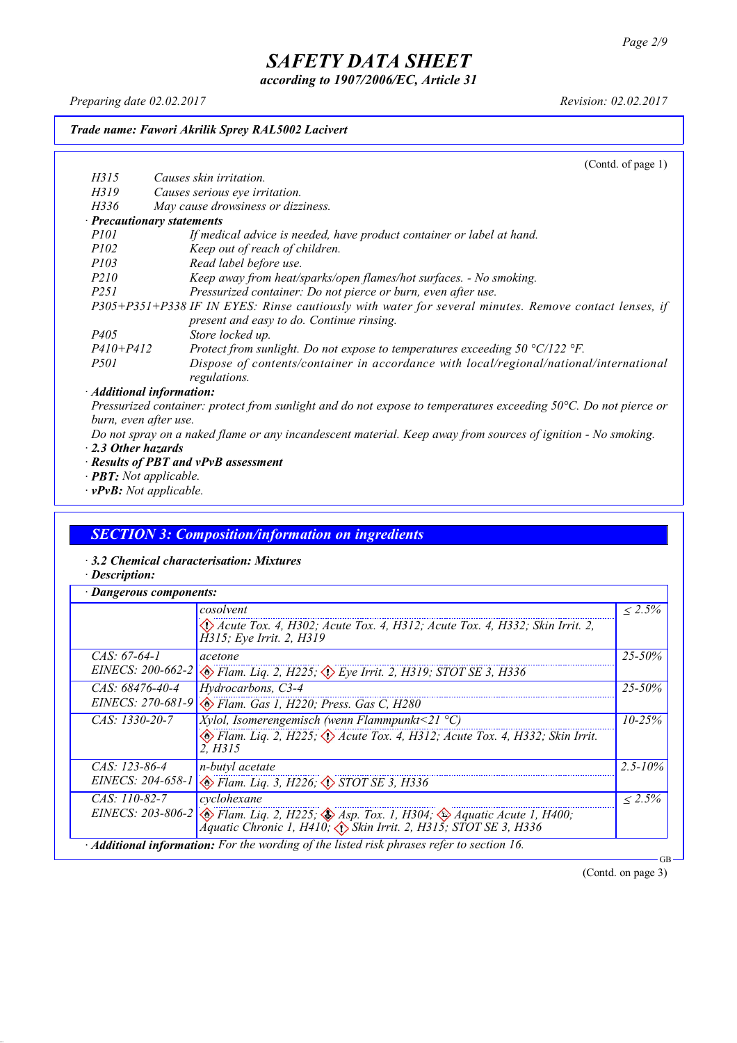*Trade name: Fawori Akrilik Sprey RAL5002 Lacivert*

(Contd. of page 1)

| | |
|---|---|
| H315 | Causes skin irritation. |
| H319 | Causes serious eye irritation. |
| H336 | May cause drowsiness or dizziness. |

· **Precautionary statements**

| | |
|---|---|
| P101 | If medical advice is needed, have product container or label at hand. |
| P102 | Keep out of reach of children. |
| P103 | Read label before use. |
| P210 | Keep away from heat/sparks/open flames/hot surfaces. - No smoking. |
| P251 | Pressurized container: Do not pierce or burn, even after use. |
| P305+P351+P338 | IF IN EYES: Rinse cautiously with water for several minutes. Remove contact lenses, if present and easy to do. Continue rinsing. |
| P405 | Store locked up. |
| P410+P412 | Protect from sunlight. Do not expose to temperatures exceeding 50 °C/122 °F. |
| P501 | Dispose of contents/container in accordance with local/regional/national/international regulations. |

· **Additional information:**

Pressurized container: protect from sunlight and do not expose to temperatures exceeding 50°C. Do not pierce or burn, even after use.

Do not spray on a naked flame or any incandescent material. Keep away from sources of ignition - No smoking.

· **2.3 Other hazards**

· **Results of PBT and vPvB assessment**

· **PBT:** Not applicable.

· **vPvB:** Not applicable.

## SECTION 3: Composition/information on ingredients

· **3.2 Chemical characterisation: Mixtures**

· **Description:**

· **Dangerous components:**

| | | |
|---|---|---|
| | cosolvent<br>Acute Tox. 4, H302; Acute Tox. 4, H312; Acute Tox. 4, H332; Skin Irrit. 2, H315; Eye Irrit. 2, H319 | ≤ 2.5% |
| CAS: 67-64-1<br>EINECS: 200-662-2 | acetone<br>Flam. Liq. 2, H225; Eye Irrit. 2, H319; STOT SE 3, H336 | 25-50% |
| CAS: 68476-40-4<br>EINECS: 270-681-9 | Hydrocarbons, C3-4<br>Flam. Gas 1, H220; Press. Gas C, H280 | 25-50% |
| CAS: 1330-20-7 | Xylol, Isomerengemisch (wenn Flammpunkt<21 °C)<br>Flam. Liq. 2, H225; Acute Tox. 4, H312; Acute Tox. 4, H332; Skin Irrit. 2, H315 | 10-25% |
| CAS: 123-86-4<br>EINECS: 204-658-1 | n-butyl acetate<br>Flam. Liq. 3, H226; STOT SE 3, H336 | 2.5-10% |
| CAS: 110-82-7<br>EINECS: 203-806-2 | cyclohexane<br>Flam. Liq. 2, H225; Asp. Tox. 1, H304; Aquatic Acute 1, H400; Aquatic Chronic 1, H410; Skin Irrit. 2, H315; STOT SE 3, H336 | ≤ 2.5% |

· **Additional information:** For the wording of the listed risk phrases refer to section 16.

(Contd. on page 3)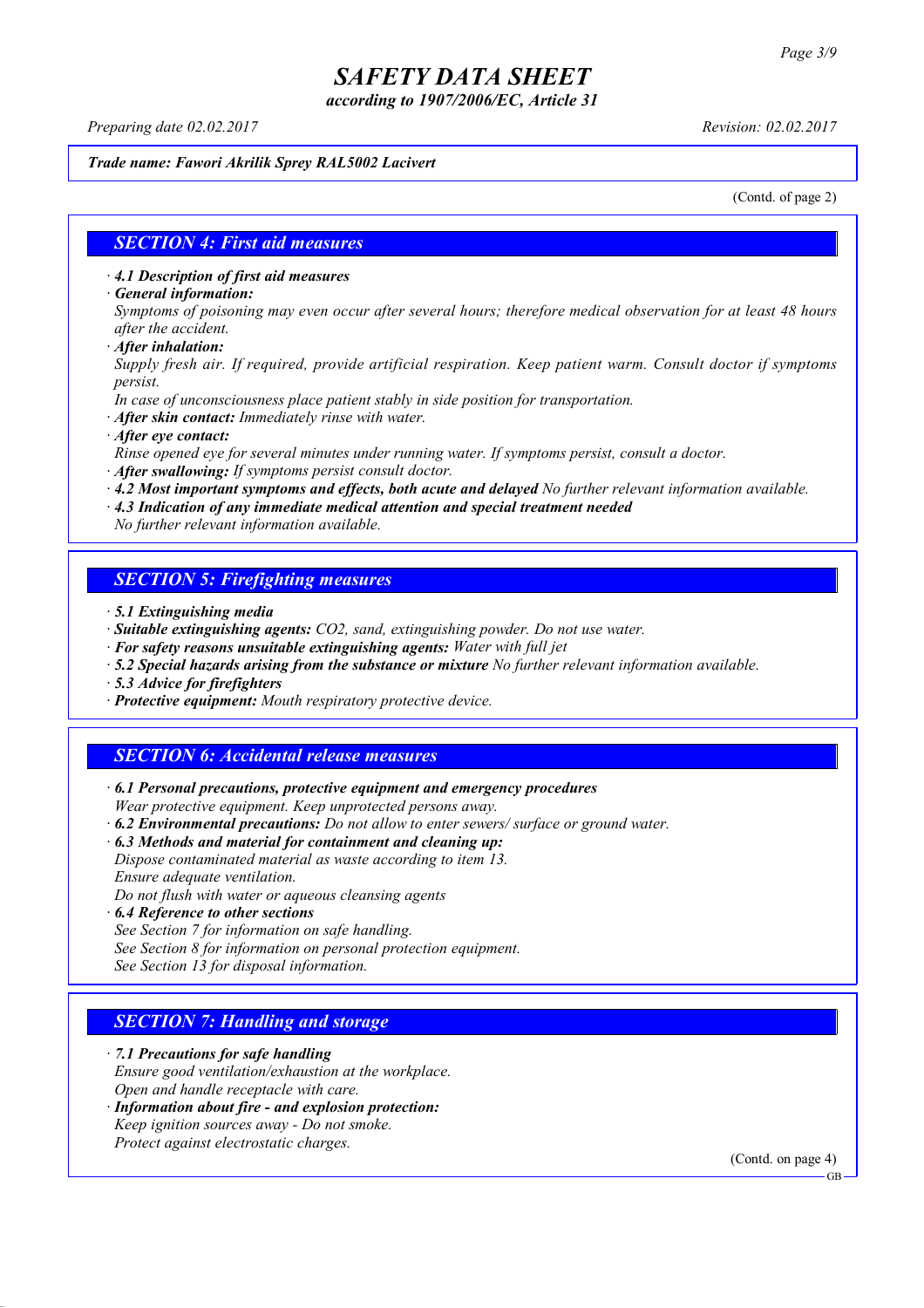(Contd. of page 2)

## SECTION 4: First aid measures

· **4.1 Description of first aid measures**

· **General information:**

*Symptoms of poisoning may even occur after several hours; therefore medical observation for at least 48 hours after the accident.*

· **After inhalation:**

*Supply fresh air. If required, provide artificial respiration. Keep patient warm. Consult doctor if symptoms persist.*

*In case of unconsciousness place patient stably in side position for transportation.*

· **After skin contact:** *Immediately rinse with water.*

· **After eye contact:**

*Rinse opened eye for several minutes under running water. If symptoms persist, consult a doctor.*

· **After swallowing:** *If symptoms persist consult doctor.*

· **4.2 Most important symptoms and effects, both acute and delayed** *No further relevant information available.*

· **4.3 Indication of any immediate medical attention and special treatment needed**

*No further relevant information available.*

## SECTION 5: Firefighting measures

· **5.1 Extinguishing media**

· **Suitable extinguishing agents:** *$CO_2$, sand, extinguishing powder. Do not use water.*

· **For safety reasons unsuitable extinguishing agents:** *Water with full jet*

· **5.2 Special hazards arising from the substance or mixture** *No further relevant information available.*

· **5.3 Advice for firefighters**

· **Protective equipment:** *Mouth respiratory protective device.*

## SECTION 6: Accidental release measures

· **6.1 Personal precautions, protective equipment and emergency procedures**

*Wear protective equipment. Keep unprotected persons away.*

· **6.2 Environmental precautions:** *Do not allow to enter sewers/ surface or ground water.*

· **6.3 Methods and material for containment and cleaning up:**

*Dispose contaminated material as waste according to item 13.*

*Ensure adequate ventilation.*

*Do not flush with water or aqueous cleansing agents*

· **6.4 Reference to other sections**

*See Section 7 for information on safe handling.*

*See Section 8 for information on personal protection equipment.*

*See Section 13 for disposal information.*

## SECTION 7: Handling and storage

· **7.1 Precautions for safe handling**

*Ensure good ventilation/exhaustion at the workplace.*

*Open and handle receptacle with care.*

· **Information about fire - and explosion protection:**

*Keep ignition sources away - Do not smoke.*

*Protect against electrostatic charges.*

(Contd. on page 4)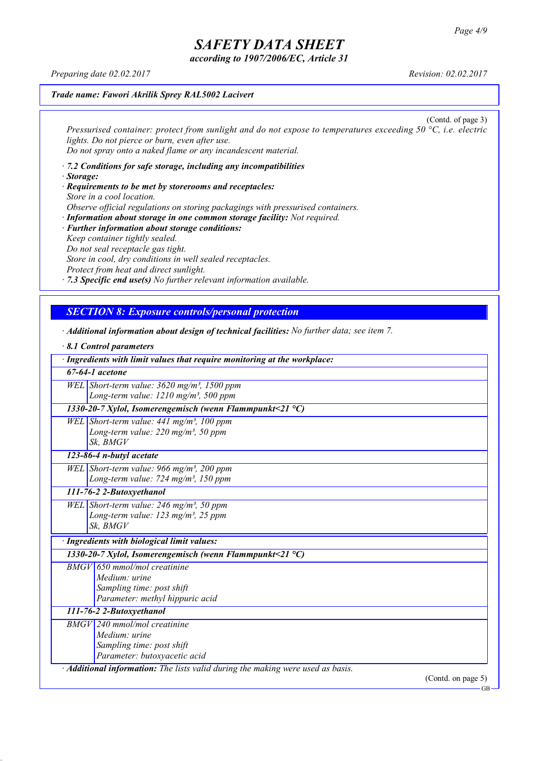*Trade name: Fawori Akrilik Sprey RAL5002 Lacivert*

(Contd. of page 3)

*Pressurised container: protect from sunlight and do not expose to temperatures exceeding 50 °C, i.e. electric lights. Do not pierce or burn, even after use.*
*Do not spray onto a naked flame or any incandescent material.*

· ***7.2 Conditions for safe storage, including any incompatibilities***
· ***Storage:***
· ***Requirements to be met by storerooms and receptacles:***
*Store in a cool location.*
*Observe official regulations on storing packagings with pressurised containers.*
· ***Information about storage in one common storage facility:*** *Not required.*
· ***Further information about storage conditions:***
*Keep container tightly sealed.*
*Do not seal receptacle gas tight.*
*Store in cool, dry conditions in well sealed receptacles.*
*Protect from heat and direct sunlight.*
· ***7.3 Specific end use(s)*** *No further relevant information available.*

## *SECTION 8: Exposure controls/personal protection*

· ***Additional information about design of technical facilities:*** *No further data; see item 7.*

· ***8.1 Control parameters***

| · **Ingredients with limit values that require monitoring at the workplace:** | |
|---|---|
| **67-64-1 acetone** | |
| WEL | Short-term value: 3620 mg/m³, 1500 ppm<br>Long-term value: 1210 mg/m³, 500 ppm |
| **1330-20-7 Xylol, Isomerengemisch (wenn Flammpunkt<21 °C)** | |
| WEL | Short-term value: 441 mg/m³, 100 ppm<br>Long-term value: 220 mg/m³, 50 ppm<br>Sk, BMGV |
| **123-86-4 n-butyl acetate** | |
| WEL | Short-term value: 966 mg/m³, 200 ppm<br>Long-term value: 724 mg/m³, 150 ppm |
| **111-76-2 2-Butoxyethanol** | |
| WEL | Short-term value: 246 mg/m³, 50 ppm<br>Long-term value: 123 mg/m³, 25 ppm<br>Sk, BMGV |

| · **Ingredients with biological limit values:** | |
|---|---|
| **1330-20-7 Xylol, Isomerengemisch (wenn Flammpunkt<21 °C)** | |
| BMGV | 650 mmol/mol creatinine<br>Medium: urine<br>Sampling time: post shift<br>Parameter: methyl hippuric acid |
| **111-76-2 2-Butoxyethanol** | |
| BMGV | 240 mmol/mol creatinine<br>Medium: urine<br>Sampling time: post shift<br>Parameter: butoxyacetic acid |

· ***Additional information:*** *The lists valid during the making were used as basis.*

(Contd. on page 5)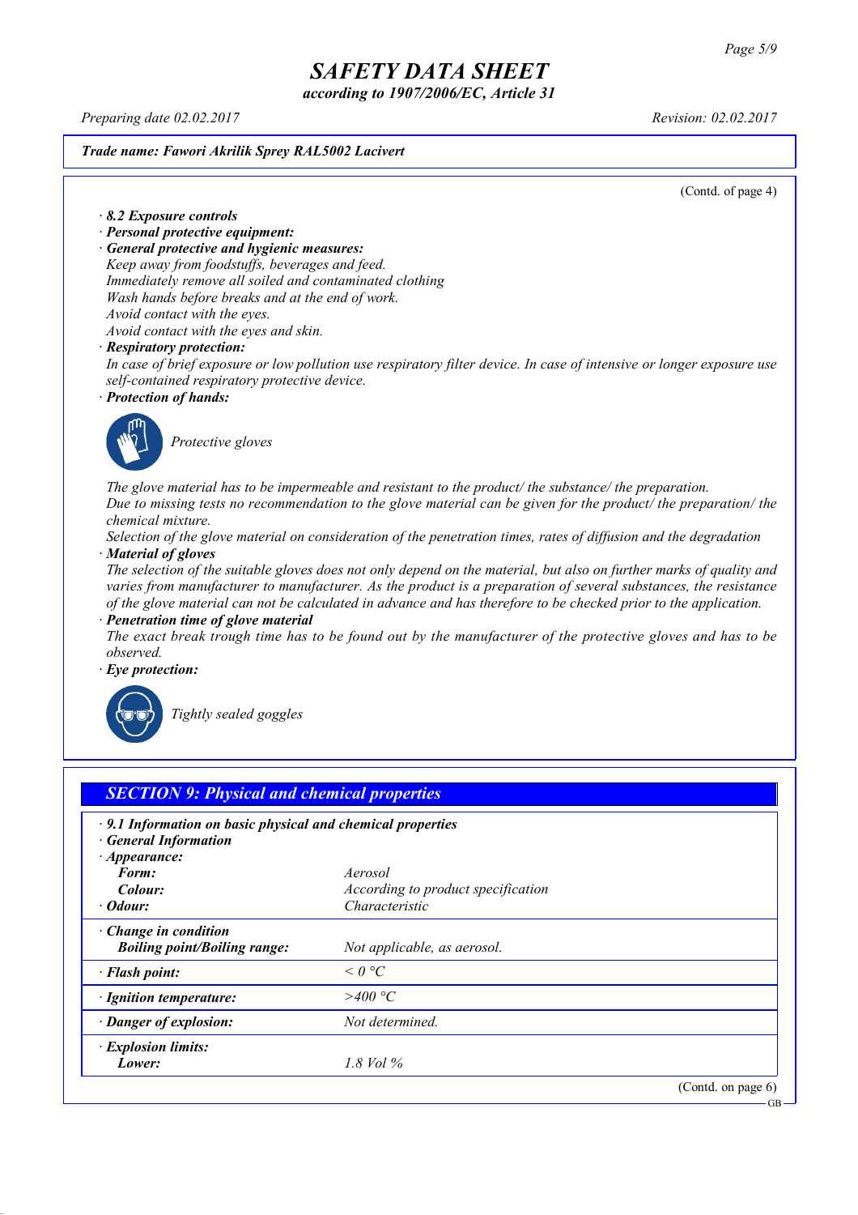# SAFETY DATA SHEET

*according to 1907/2006/EC, Article 31*

*Preparing date 02.02.2017* *Revision: 02.02.2017*

***Trade name: Fawori Akrilik Sprey RAL5002 Lacivert***

(Contd. of page 4)

· ***8.2 Exposure controls***

· ***Personal protective equipment:***

· ***General protective and hygienic measures:***

*Keep away from foodstuffs, beverages and feed.*
*Immediately remove all soiled and contaminated clothing*
*Wash hands before breaks and at the end of work.*
*Avoid contact with the eyes.*
*Avoid contact with the eyes and skin.*

· ***Respiratory protection:***

*In case of brief exposure or low pollution use respiratory filter device. In case of intensive or longer exposure use self-contained respiratory protective device.*

· ***Protection of hands:***

*Protective gloves*

*The glove material has to be impermeable and resistant to the product/ the substance/ the preparation.*
*Due to missing tests no recommendation to the glove material can be given for the product/ the preparation/ the chemical mixture.*
*Selection of the glove material on consideration of the penetration times, rates of diffusion and the degradation*

· ***Material of gloves***

*The selection of the suitable gloves does not only depend on the material, but also on further marks of quality and varies from manufacturer to manufacturer. As the product is a preparation of several substances, the resistance of the glove material can not be calculated in advance and has therefore to be checked prior to the application.*

· ***Penetration time of glove material***

*The exact break trough time has to be found out by the manufacturer of the protective gloves and has to be observed.*

· ***Eye protection:***

*Tightly sealed goggles*

## *SECTION 9: Physical and chemical properties*

· ***9.1 Information on basic physical and chemical properties***

· ***General Information***

| | |
|---|---|
| · ***Appearance:*** | |
| ***Form:*** | *Aerosol* |
| ***Colour:*** | *According to product specification* |
| · ***Odour:*** | *Characteristic* |
| · ***Change in condition*** | |
| ***Boiling point/Boiling range:*** | *Not applicable, as aerosol.* |
| · ***Flash point:*** | *< 0 °C* |
| · ***Ignition temperature:*** | *>400 °C* |
| · ***Danger of explosion:*** | *Not determined.* |
| · ***Explosion limits:*** | |
| ***Lower:*** | *1.8 Vol %* |

(Contd. on page 6)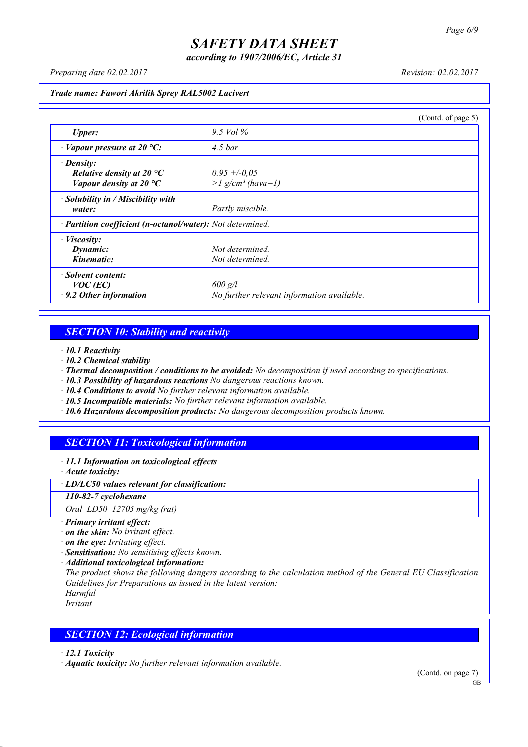**Trade name: Fawori Akrilik Sprey RAL5002 Lacivert**

(Contd. of page 5)

| | |
|---|---|
| *Upper:* | 9.5 Vol % |
| · *Vapour pressure at 20 °C:* | 4.5 bar |
| · *Density:* | |
| *Relative density at 20 °C* | 0.95 +/-0,05 |
| *Vapour density at 20 °C* | >1 g/cm³ (hava=1) |
| · *Solubility in / Miscibility with water:* | Partly miscible. |
| · *Partition coefficient (n-octanol/water):* | Not determined. |
| · *Viscosity:* | |
| *Dynamic:* | Not determined. |
| *Kinematic:* | Not determined. |
| · *Solvent content:* | |
| *VOC (EC)* | 600 g/l |
| · *9.2 Other information* | No further relevant information available. |

## SECTION 10: Stability and reactivity

· ***10.1 Reactivity***
· ***10.2 Chemical stability***
· ***Thermal decomposition / conditions to be avoided:*** *No decomposition if used according to specifications.*
· ***10.3 Possibility of hazardous reactions*** *No dangerous reactions known.*
· ***10.4 Conditions to avoid*** *No further relevant information available.*
· ***10.5 Incompatible materials:*** *No further relevant information available.*
· ***10.6 Hazardous decomposition products:*** *No dangerous decomposition products known.*

## SECTION 11: Toxicological information

· ***11.1 Information on toxicological effects***
· ***Acute toxicity:***

| · **LD/LC50 values relevant for classification:** | | |
|---|---|---|
| **110-82-7 cyclohexane** | | |
| Oral | LD50 | 12705 mg/kg (rat) |

· ***Primary irritant effect:***
· ***on the skin:*** *No irritant effect.*
· ***on the eye:*** *Irritating effect.*
· ***Sensitisation:*** *No sensitising effects known.*
· ***Additional toxicological information:***
*The product shows the following dangers according to the calculation method of the General EU Classification Guidelines for Preparations as issued in the latest version:*
*Harmful*
*Irritant*

## SECTION 12: Ecological information

· ***12.1 Toxicity***
· ***Aquatic toxicity:*** *No further relevant information available.*

(Contd. on page 7)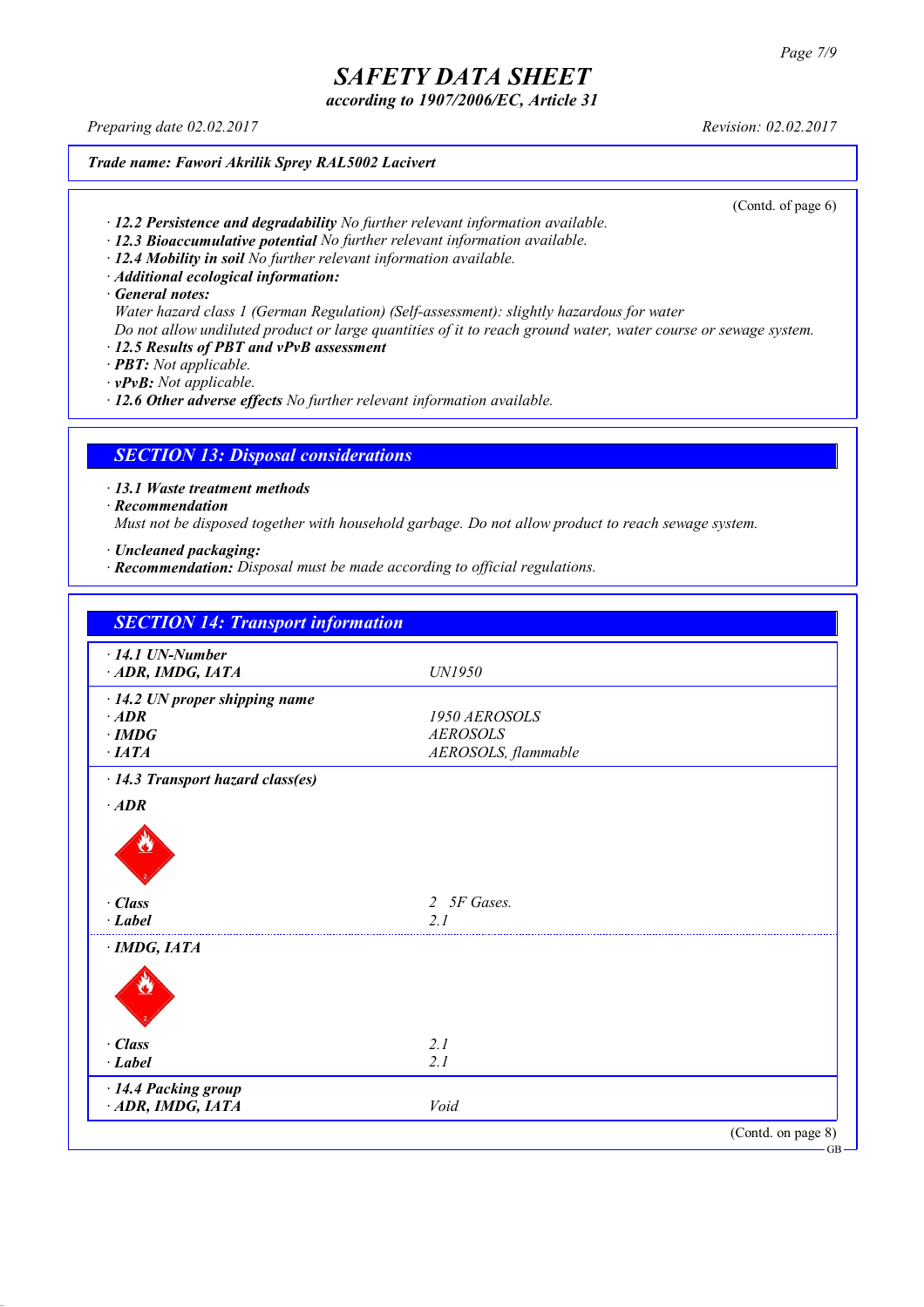Trade name: Fawori Akrilik Sprey RAL5002 Lacivert

(Contd. of page 6)

- **12.2 Persistence and degradability** No further relevant information available.
- **12.3 Bioaccumulative potential** No further relevant information available.
- **12.4 Mobility in soil** No further relevant information available.
- **Additional ecological information:**
- **General notes:**

  Water hazard class 1 (German Regulation) (Self-assessment): slightly hazardous for water

  Do not allow undiluted product or large quantities of it to reach ground water, water course or sewage system.
- **12.5 Results of PBT and vPvB assessment**
- **PBT:** Not applicable.
- **vPvB:** Not applicable.
- **12.6 Other adverse effects** No further relevant information available.

## SECTION 13: Disposal considerations

- **13.1 Waste treatment methods**
- **Recommendation**

  Must not be disposed together with household garbage. Do not allow product to reach sewage system.

- **Uncleaned packaging:**
- **Recommendation:** Disposal must be made according to official regulations.

## SECTION 14: Transport information

| | |
|---|---|
| **14.1 UN-Number** | |
| **ADR, IMDG, IATA** | UN1950 |
| **14.2 UN proper shipping name** | |
| **ADR** | 1950 AEROSOLS |
| **IMDG** | AEROSOLS |
| **IATA** | AEROSOLS, flammable |
| **14.3 Transport hazard class(es)** | |
| **ADR** | |
| **Class** | 2 5F Gases. |
| **Label** | 2.1 |
| **IMDG, IATA** | |
| **Class** | 2.1 |
| **Label** | 2.1 |
| **14.4 Packing group** | |
| **ADR, IMDG, IATA** | Void |

(Contd. on page 8)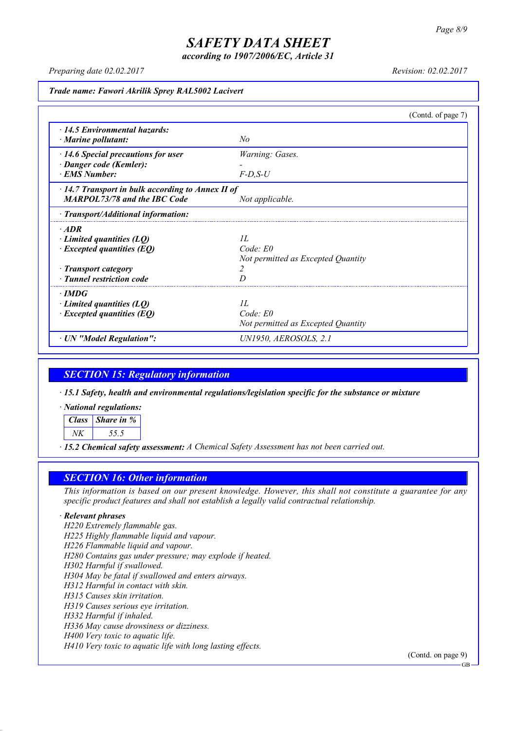**Trade name: Fawori Akrilik Sprey RAL5002 Lacivert**

(Contd. of page 7)

| | |
|---|---|
| · **14.5 Environmental hazards:** | |
| · **Marine pollutant:** | No |
| · **14.6 Special precautions for user** | Warning: Gases. |
| · **Danger code (Kemler):** | - |
| · **EMS Number:** | F-D,S-U |
| · **14.7 Transport in bulk according to Annex II of MARPOL73/78 and the IBC Code** | Not applicable. |
| · **Transport/Additional information:** | |
| · **ADR** | |
| · **Limited quantities (LQ)** | 1L |
| · **Excepted quantities (EQ)** | Code: E0<br>Not permitted as Excepted Quantity |
| · **Transport category** | 2 |
| · **Tunnel restriction code** | D |
| · **IMDG** | |
| · **Limited quantities (LQ)** | 1L |
| · **Excepted quantities (EQ)** | Code: E0<br>Not permitted as Excepted Quantity |
| · **UN "Model Regulation":** | UN1950, AEROSOLS, 2.1 |

## SECTION 15: Regulatory information

· **15.1 Safety, health and environmental regulations/legislation specific for the substance or mixture**

· **National regulations:**

| Class | Share in % |
|---|---|
| NK | 55.5 |

· **15.2 Chemical safety assessment:** A Chemical Safety Assessment has not been carried out.

## SECTION 16: Other information

This information is based on our present knowledge. However, this shall not constitute a guarantee for any specific product features and shall not establish a legally valid contractual relationship.

· **Relevant phrases**

H220 Extremely flammable gas.
H225 Highly flammable liquid and vapour.
H226 Flammable liquid and vapour.
H280 Contains gas under pressure; may explode if heated.
H302 Harmful if swallowed.
H304 May be fatal if swallowed and enters airways.
H312 Harmful in contact with skin.
H315 Causes skin irritation.
H319 Causes serious eye irritation.
H332 Harmful if inhaled.
H336 May cause drowsiness or dizziness.
H400 Very toxic to aquatic life.
H410 Very toxic to aquatic life with long lasting effects.

(Contd. on page 9)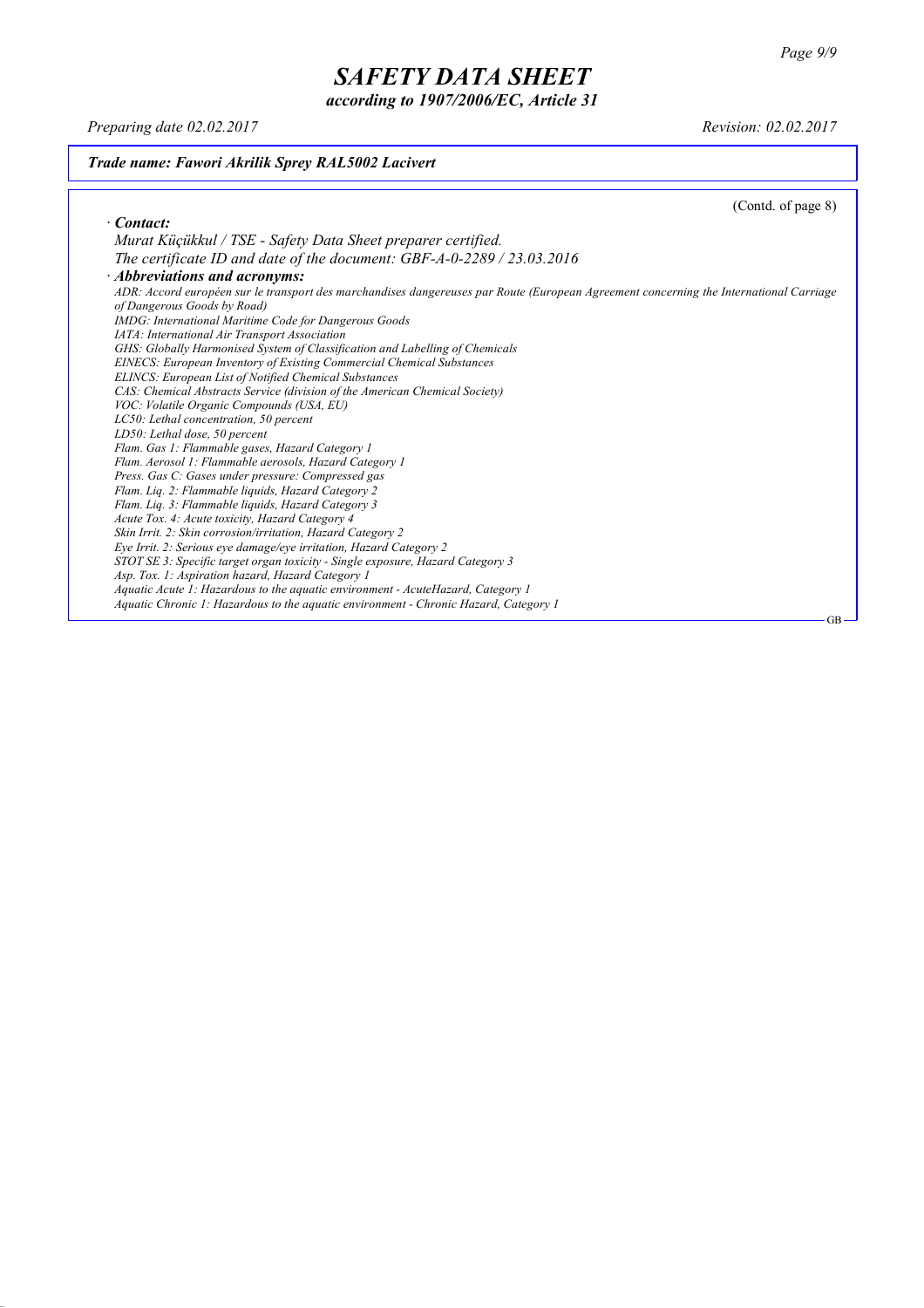# SAFETY DATA SHEET

*according to 1907/2006/EC, Article 31*

*Preparing date 02.02.2017* *Revision: 02.02.2017*

***Trade name: Fawori Akrilik Sprey RAL5002 Lacivert***

(Contd. of page 8)

· ***Contact:***

*Murat Küçükkul / TSE - Safety Data Sheet preparer certified.*
*The certificate ID and date of the document: GBF-A-0-2289 / 23.03.2016*

· ***Abbreviations and acronyms:***

*ADR: Accord européen sur le transport des marchandises dangereuses par Route (European Agreement concerning the International Carriage of Dangerous Goods by Road)*
*IMDG: International Maritime Code for Dangerous Goods*
*IATA: International Air Transport Association*
*GHS: Globally Harmonised System of Classification and Labelling of Chemicals*
*EINECS: European Inventory of Existing Commercial Chemical Substances*
*ELINCS: European List of Notified Chemical Substances*
*CAS: Chemical Abstracts Service (division of the American Chemical Society)*
*VOC: Volatile Organic Compounds (USA, EU)*
*LC50: Lethal concentration, 50 percent*
*LD50: Lethal dose, 50 percent*
*Flam. Gas 1: Flammable gases, Hazard Category 1*
*Flam. Aerosol 1: Flammable aerosols, Hazard Category 1*
*Press. Gas C: Gases under pressure: Compressed gas*
*Flam. Liq. 2: Flammable liquids, Hazard Category 2*
*Flam. Liq. 3: Flammable liquids, Hazard Category 3*
*Acute Tox. 4: Acute toxicity, Hazard Category 4*
*Skin Irrit. 2: Skin corrosion/irritation, Hazard Category 2*
*Eye Irrit. 2: Serious eye damage/eye irritation, Hazard Category 2*
*STOT SE 3: Specific target organ toxicity - Single exposure, Hazard Category 3*
*Asp. Tox. 1: Aspiration hazard, Hazard Category 1*
*Aquatic Acute 1: Hazardous to the aquatic environment - AcuteHazard, Category 1*
*Aquatic Chronic 1: Hazardous to the aquatic environment - Chronic Hazard, Category 1*

GB